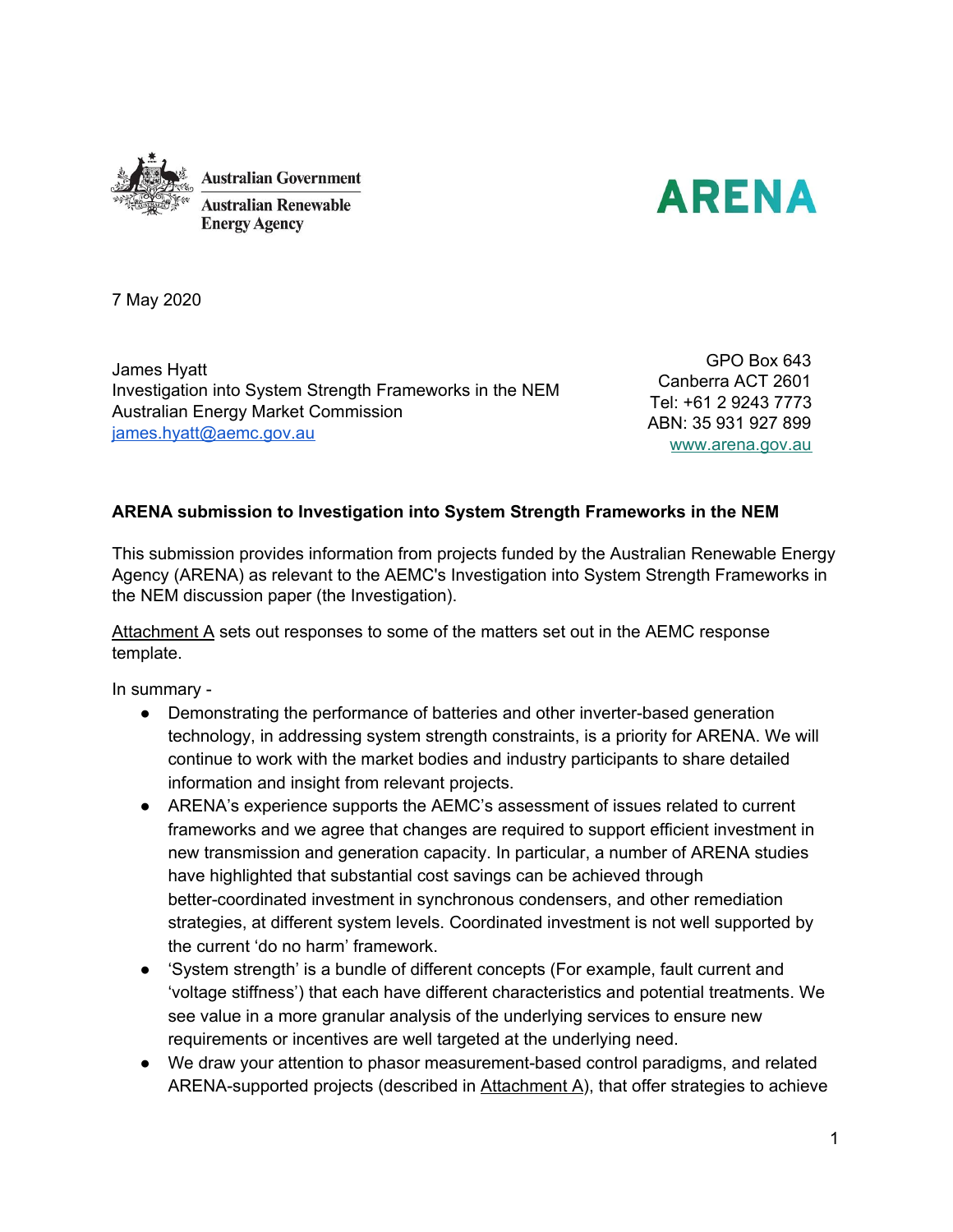Australian Government
Australian Renewable Energy Agency

ARENA

7 May 2020

James Hyatt
Investigation into System Strength Frameworks in the NEM
Australian Energy Market Commission
james.hyatt@aemc.gov.au

GPO Box 643
Canberra ACT 2601
Tel: +61 2 9243 7773
ABN: 35 931 927 899
www.arena.gov.au

**ARENA submission to Investigation into System Strength Frameworks in the NEM**

This submission provides information from projects funded by the Australian Renewable Energy Agency (ARENA) as relevant to the AEMC's Investigation into System Strength Frameworks in the NEM discussion paper (the Investigation).

Attachment A sets out responses to some of the matters set out in the AEMC response template.

In summary -

- Demonstrating the performance of batteries and other inverter-based generation technology, in addressing system strength constraints, is a priority for ARENA. We will continue to work with the market bodies and industry participants to share detailed information and insight from relevant projects.
- ARENA's experience supports the AEMC's assessment of issues related to current frameworks and we agree that changes are required to support efficient investment in new transmission and generation capacity. In particular, a number of ARENA studies have highlighted that substantial cost savings can be achieved through better-coordinated investment in synchronous condensers, and other remediation strategies, at different system levels. Coordinated investment is not well supported by the current 'do no harm' framework.
- 'System strength' is a bundle of different concepts (For example, fault current and 'voltage stiffness') that each have different characteristics and potential treatments. We see value in a more granular analysis of the underlying services to ensure new requirements or incentives are well targeted at the underlying need.
- We draw your attention to phasor measurement-based control paradigms, and related ARENA-supported projects (described in Attachment A), that offer strategies to achieve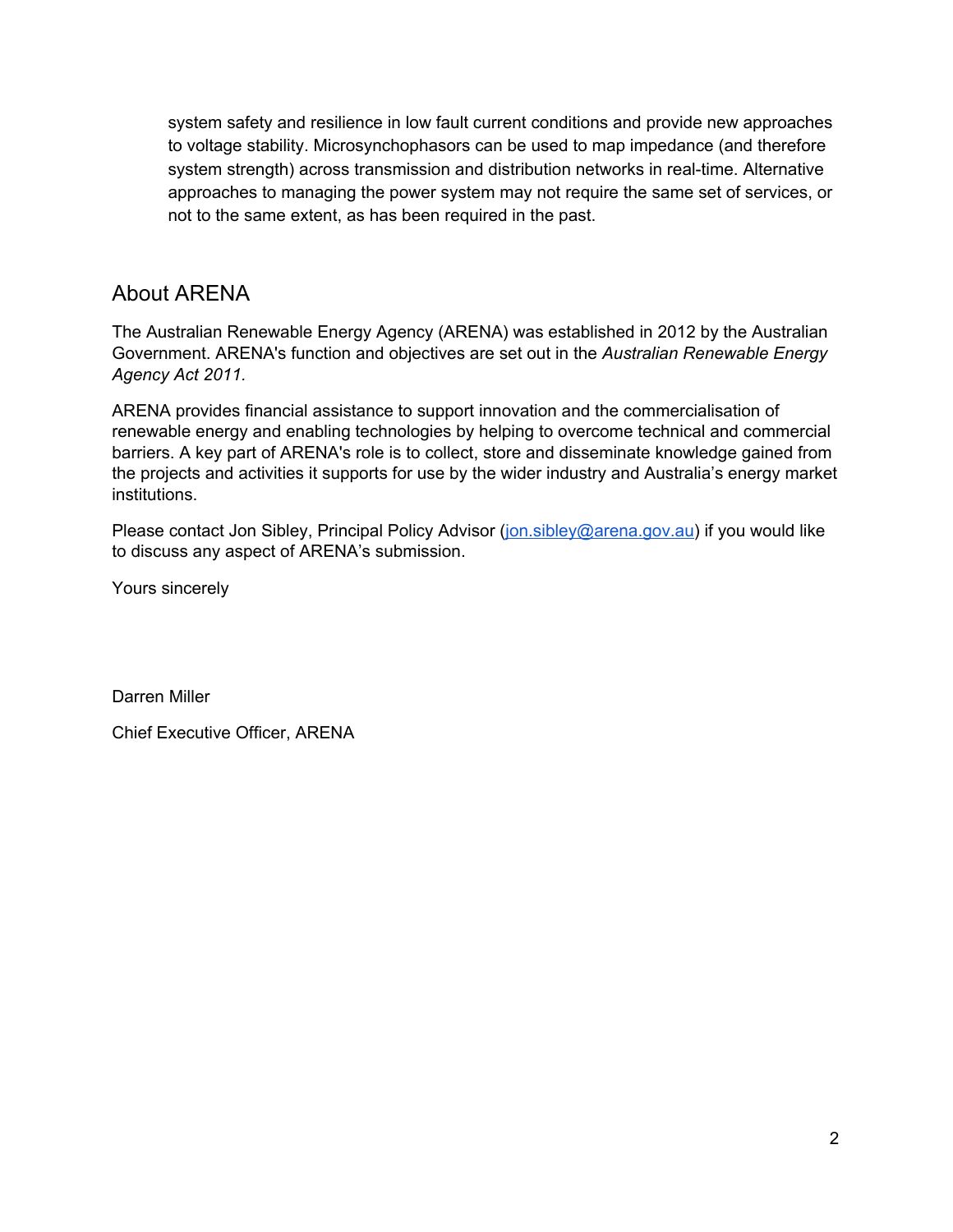system safety and resilience in low fault current conditions and provide new approaches to voltage stability. Microsynchophasors can be used to map impedance (and therefore system strength) across transmission and distribution networks in real-time. Alternative approaches to managing the power system may not require the same set of services, or not to the same extent, as has been required in the past.

## About ARENA

The Australian Renewable Energy Agency (ARENA) was established in 2012 by the Australian Government. ARENA's function and objectives are set out in the *Australian Renewable Energy Agency Act 2011.*

ARENA provides financial assistance to support innovation and the commercialisation of renewable energy and enabling technologies by helping to overcome technical and commercial barriers. A key part of ARENA's role is to collect, store and disseminate knowledge gained from the projects and activities it supports for use by the wider industry and Australia's energy market institutions.

Please contact Jon Sibley, Principal Policy Advisor (jon.sibley@arena.gov.au) if you would like to discuss any aspect of ARENA's submission.

Yours sincerely

Darren Miller

Chief Executive Officer, ARENA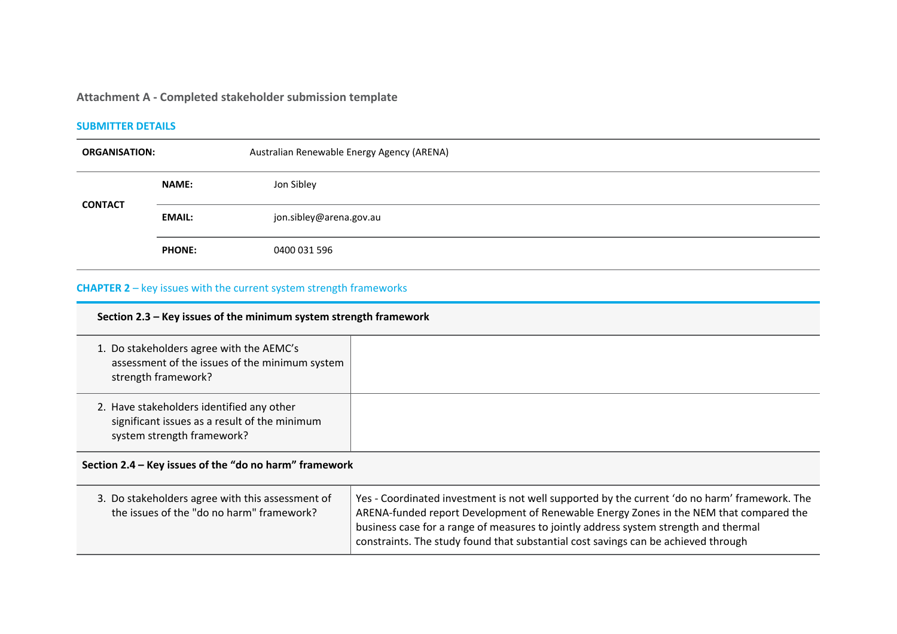**Attachment A - Completed stakeholder submission template**

**SUBMITTER DETAILS**

| | | |
|---|---|---|
| **ORGANISATION:** | | Australian Renewable Energy Agency (ARENA) |
| **CONTACT** | **NAME:** | Jon Sibley |
| | **EMAIL:** | jon.sibley@arena.gov.au |
| | **PHONE:** | 0400 031 596 |

**CHAPTER 2** – key issues with the current system strength frameworks

| **Section 2.3 – Key issues of the minimum system strength framework** | |
|---|---|
| 1. Do stakeholders agree with the AEMC's assessment of the issues of the minimum system strength framework? | |
| 2. Have stakeholders identified any other significant issues as a result of the minimum system strength framework? | |
| **Section 2.4 – Key issues of the "do no harm" framework** | |
| 3. Do stakeholders agree with this assessment of the issues of the "do no harm" framework? | Yes - Coordinated investment is not well supported by the current 'do no harm' framework. The ARENA-funded report Development of Renewable Energy Zones in the NEM that compared the business case for a range of measures to jointly address system strength and thermal constraints. The study found that substantial cost savings can be achieved through |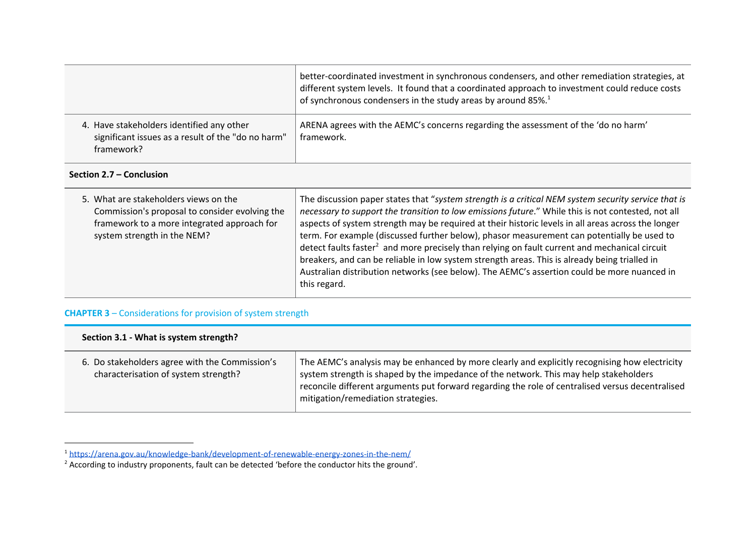| | |
|---|---|
| | better-coordinated investment in synchronous condensers, and other remediation strategies, at different system levels. It found that a coordinated approach to investment could reduce costs of synchronous condensers in the study areas by around 85%.[1] |
| 4. Have stakeholders identified any other significant issues as a result of the "do no harm" framework? | ARENA agrees with the AEMC's concerns regarding the assessment of the 'do no harm' framework. |
| **Section 2.7 – Conclusion** | |
| 5. What are stakeholders views on the Commission's proposal to consider evolving the framework to a more integrated approach for system strength in the NEM? | The discussion paper states that "*system strength is a critical NEM system security service that is necessary to support the transition to low emissions future*." While this is not contested, not all aspects of system strength may be required at their historic levels in all areas across the longer term. For example (discussed further below), phasor measurement can potentially be used to detect faults faster[2] and more precisely than relying on fault current and mechanical circuit breakers, and can be reliable in low system strength areas. This is already being trialled in Australian distribution networks (see below). The AEMC's assertion could be more nuanced in this regard. |

## CHAPTER 3 – Considerations for provision of system strength

| **Section 3.1 - What is system strength?** | |
|---|---|
| 6. Do stakeholders agree with the Commission's characterisation of system strength? | The AEMC's analysis may be enhanced by more clearly and explicitly recognising how electricity system strength is shaped by the impedance of the network. This may help stakeholders reconcile different arguments put forward regarding the role of centralised versus decentralised mitigation/remediation strategies. |

[1] https://arena.gov.au/knowledge-bank/development-of-renewable-energy-zones-in-the-nem/

[2] According to industry proponents, fault can be detected 'before the conductor hits the ground'.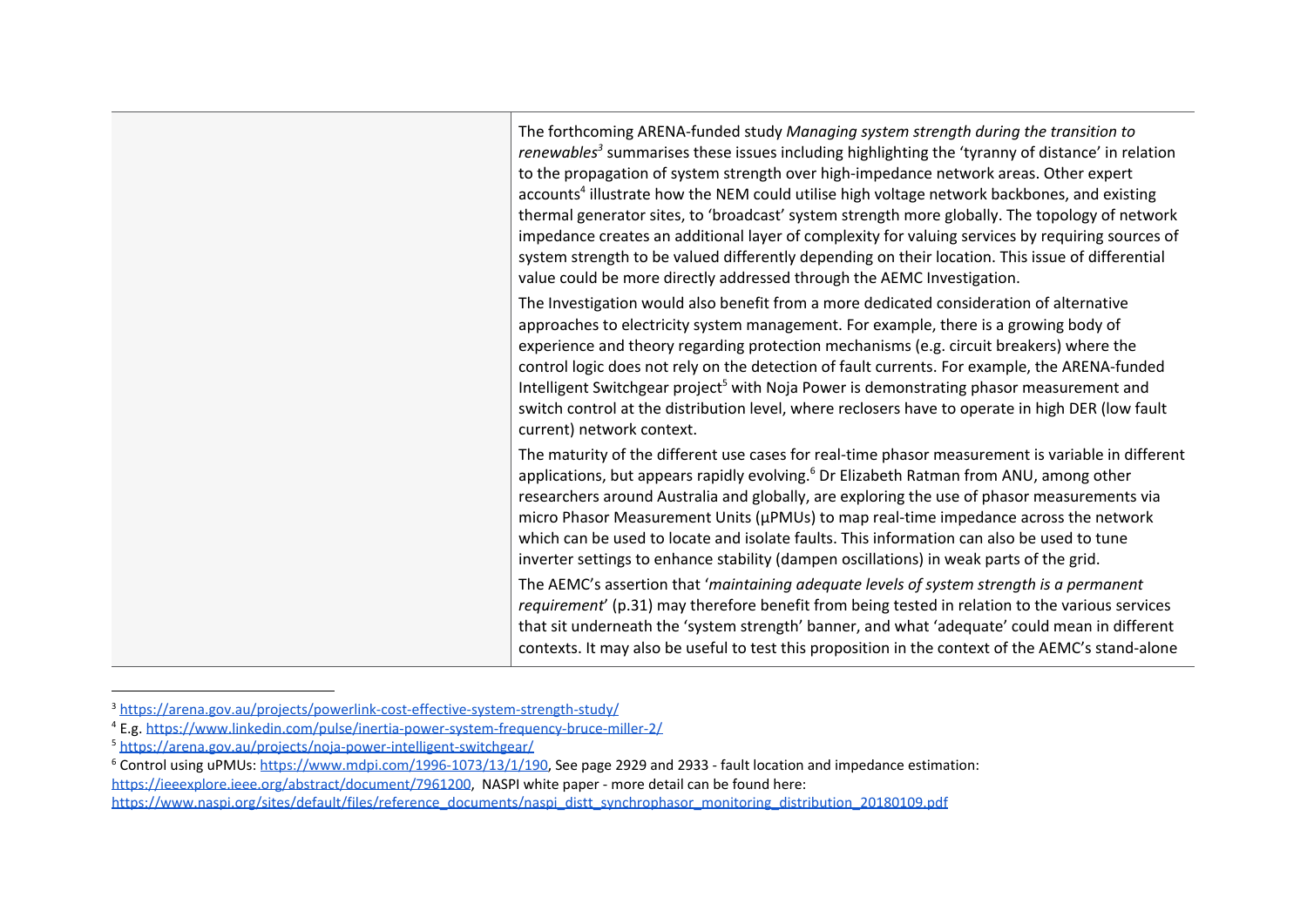| | |
|---|---|
| | The forthcoming ARENA-funded study *Managing system strength during the transition to renewables*[3] summarises these issues including highlighting the 'tyranny of distance' in relation to the propagation of system strength over high-impedance network areas. Other expert accounts[4] illustrate how the NEM could utilise high voltage network backbones, and existing thermal generator sites, to 'broadcast' system strength more globally. The topology of network impedance creates an additional layer of complexity for valuing services by requiring sources of system strength to be valued differently depending on their location. This issue of differential value could be more directly addressed through the AEMC Investigation.<br><br>The Investigation would also benefit from a more dedicated consideration of alternative approaches to electricity system management. For example, there is a growing body of experience and theory regarding protection mechanisms (e.g. circuit breakers) where the control logic does not rely on the detection of fault currents. For example, the ARENA-funded Intelligent Switchgear project[5] with Noja Power is demonstrating phasor measurement and switch control at the distribution level, where reclosers have to operate in high DER (low fault current) network context.<br><br>The maturity of the different use cases for real-time phasor measurement is variable in different applications, but appears rapidly evolving.[6] Dr Elizabeth Ratman from ANU, among other researchers around Australia and globally, are exploring the use of phasor measurements via micro Phasor Measurement Units (µPMUs) to map real-time impedance across the network which can be used to locate and isolate faults. This information can also be used to tune inverter settings to enhance stability (dampen oscillations) in weak parts of the grid.<br><br>The AEMC's assertion that '*maintaining adequate levels of system strength is a permanent requirement*' (p.31) may therefore benefit from being tested in relation to the various services that sit underneath the 'system strength' banner, and what 'adequate' could mean in different contexts. It may also be useful to test this proposition in the context of the AEMC's stand-alone |

[3] https://arena.gov.au/projects/powerlink-cost-effective-system-strength-study/

[4] E.g. https://www.linkedin.com/pulse/inertia-power-system-frequency-bruce-miller-2/

[5] https://arena.gov.au/projects/noja-power-intelligent-switchgear/

[6] Control using uPMUs: https://www.mdpi.com/1996-1073/13/1/190, See page 2929 and 2933 - fault location and impedance estimation: https://ieeexplore.ieee.org/abstract/document/7961200, NASPI white paper - more detail can be found here: https://www.naspi.org/sites/default/files/reference_documents/naspi_distt_synchrophasor_monitoring_distribution_20180109.pdf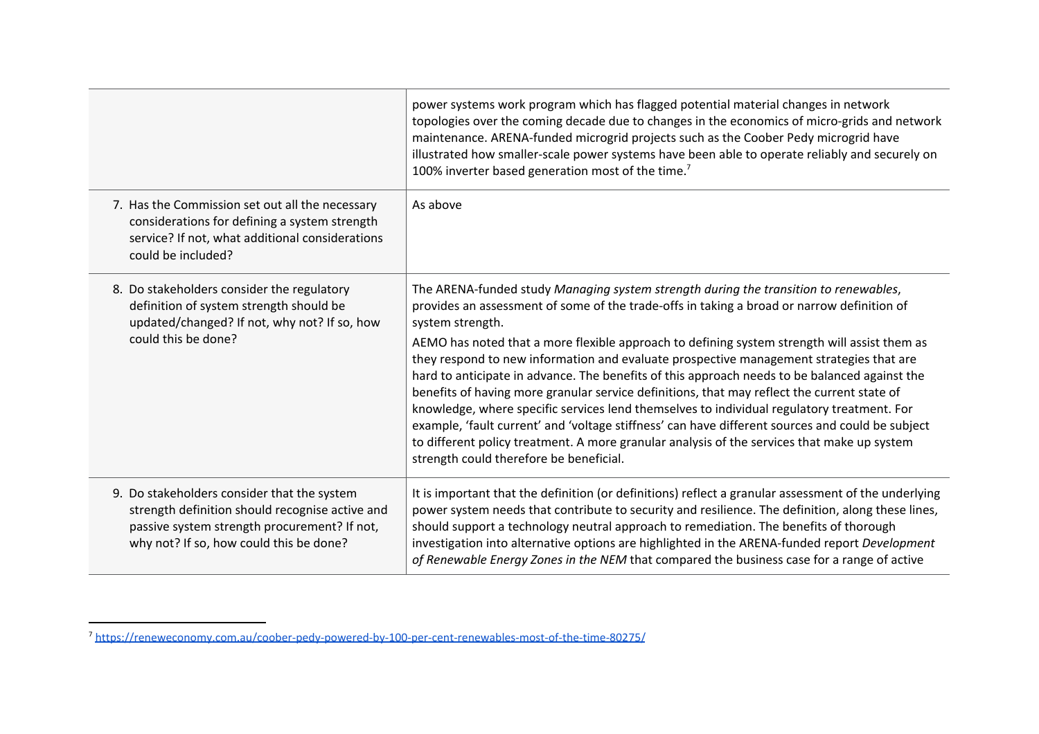| | |
|---|---|
| | power systems work program which has flagged potential material changes in network topologies over the coming decade due to changes in the economics of micro-grids and network maintenance. ARENA-funded microgrid projects such as the Coober Pedy microgrid have illustrated how smaller-scale power systems have been able to operate reliably and securely on 100% inverter based generation most of the time.[7] |
| 7. Has the Commission set out all the necessary considerations for defining a system strength service? If not, what additional considerations could be included? | As above |
| 8. Do stakeholders consider the regulatory definition of system strength should be updated/changed? If not, why not? If so, how could this be done? | The ARENA-funded study *Managing system strength during the transition to renewables*, provides an assessment of some of the trade-offs in taking a broad or narrow definition of system strength.<br><br>AEMO has noted that a more flexible approach to defining system strength will assist them as they respond to new information and evaluate prospective management strategies that are hard to anticipate in advance. The benefits of this approach needs to be balanced against the benefits of having more granular service definitions, that may reflect the current state of knowledge, where specific services lend themselves to individual regulatory treatment. For example, 'fault current' and 'voltage stiffness' can have different sources and could be subject to different policy treatment. A more granular analysis of the services that make up system strength could therefore be beneficial. |
| 9. Do stakeholders consider that the system strength definition should recognise active and passive system strength procurement? If not, why not? If so, how could this be done? | It is important that the definition (or definitions) reflect a granular assessment of the underlying power system needs that contribute to security and resilience. The definition, along these lines, should support a technology neutral approach to remediation. The benefits of thorough investigation into alternative options are highlighted in the ARENA-funded report *Development of Renewable Energy Zones in the NEM* that compared the business case for a range of active |

[7] https://reneweconomy.com.au/coober-pedy-powered-by-100-per-cent-renewables-most-of-the-time-80275/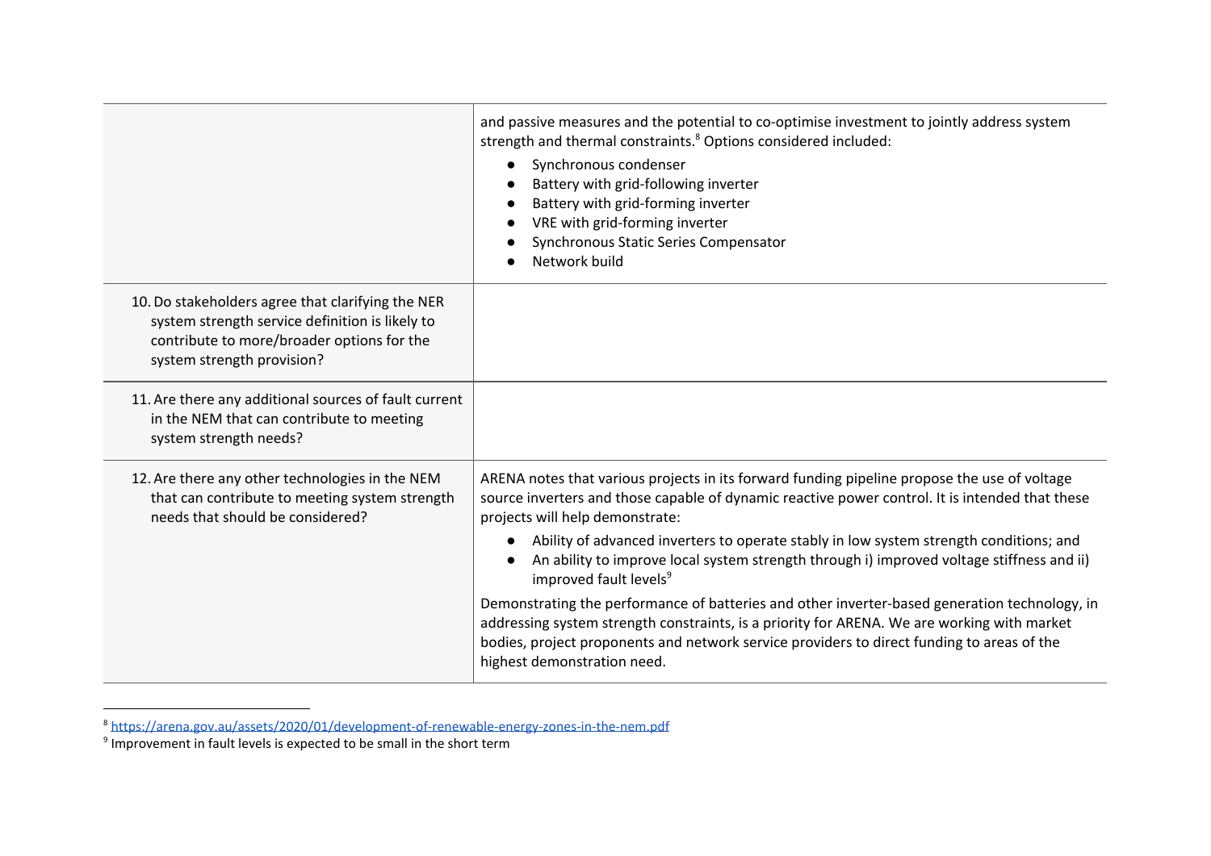| | |
|---|---|
| | and passive measures and the potential to co-optimise investment to jointly address system strength and thermal constraints.[8] Options considered included: <br>● Synchronous condenser <br>● Battery with grid-following inverter <br>● Battery with grid-forming inverter <br>● VRE with grid-forming inverter <br>● Synchronous Static Series Compensator <br>● Network build |
| 10. Do stakeholders agree that clarifying the NER system strength service definition is likely to contribute to more/broader options for the system strength provision? | |
| 11. Are there any additional sources of fault current in the NEM that can contribute to meeting system strength needs? | |
| 12. Are there any other technologies in the NEM that can contribute to meeting system strength needs that should be considered? | ARENA notes that various projects in its forward funding pipeline propose the use of voltage source inverters and those capable of dynamic reactive power control. It is intended that these projects will help demonstrate: <br>● Ability of advanced inverters to operate stably in low system strength conditions; and <br>● An ability to improve local system strength through i) improved voltage stiffness and ii) improved fault levels[9] <br><br>Demonstrating the performance of batteries and other inverter-based generation technology, in addressing system strength constraints, is a priority for ARENA. We are working with market bodies, project proponents and network service providers to direct funding to areas of the highest demonstration need. |

[8] https://arena.gov.au/assets/2020/01/development-of-renewable-energy-zones-in-the-nem.pdf

[9] Improvement in fault levels is expected to be small in the short term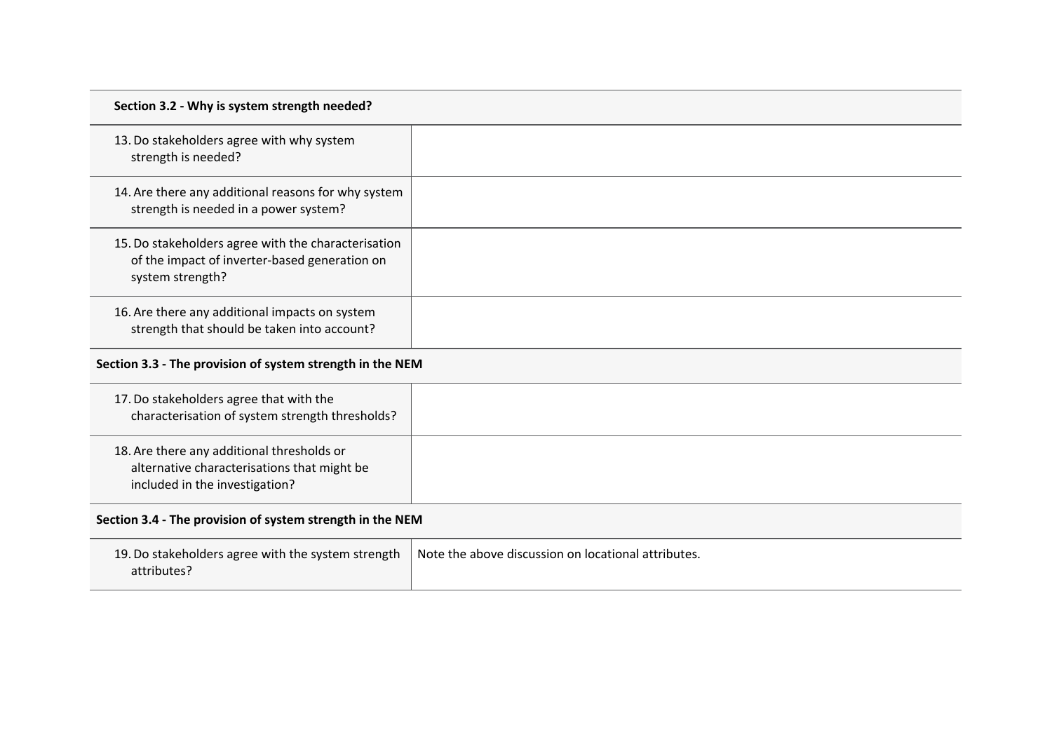| **Section 3.2 - Why is system strength needed?** | |
|---|---|
| 13. Do stakeholders agree with why system strength is needed? | |
| 14. Are there any additional reasons for why system strength is needed in a power system? | |
| 15. Do stakeholders agree with the characterisation of the impact of inverter-based generation on system strength? | |
| 16. Are there any additional impacts on system strength that should be taken into account? | |
| **Section 3.3 - The provision of system strength in the NEM** | |
| 17. Do stakeholders agree that with the characterisation of system strength thresholds? | |
| 18. Are there any additional thresholds or alternative characterisations that might be included in the investigation? | |
| **Section 3.4 - The provision of system strength in the NEM** | |
| 19. Do stakeholders agree with the system strength attributes? | Note the above discussion on locational attributes. |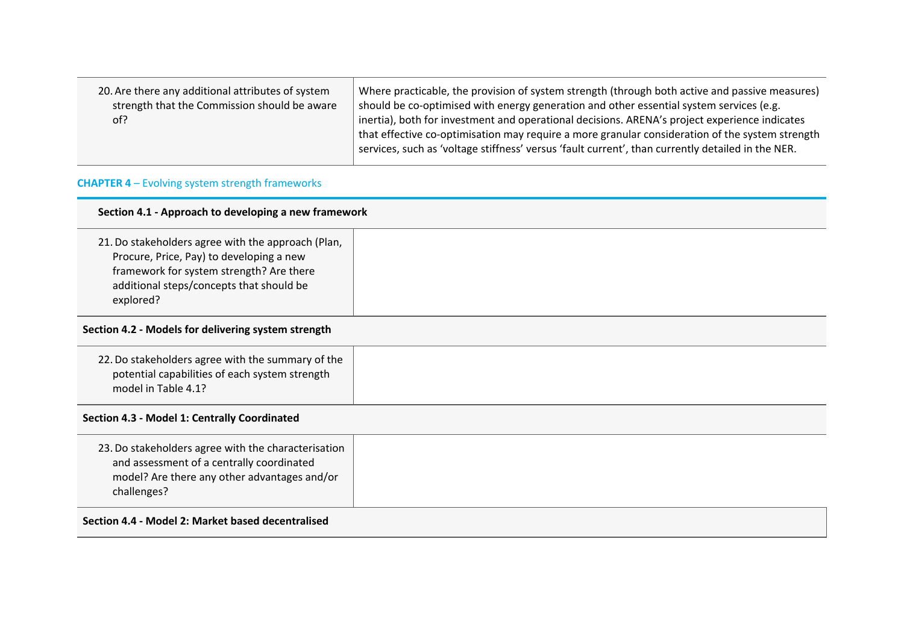| | |
|---|---|
| 20. Are there any additional attributes of system strength that the Commission should be aware of? | Where practicable, the provision of system strength (through both active and passive measures) should be co-optimised with energy generation and other essential system services (e.g. inertia), both for investment and operational decisions. ARENA's project experience indicates that effective co-optimisation may require a more granular consideration of the system strength services, such as 'voltage stiffness' versus 'fault current', than currently detailed in the NER. |

**CHAPTER 4** – Evolving system strength frameworks

| | |
|---|---|
| **Section 4.1 - Approach to developing a new framework** | |
| 21. Do stakeholders agree with the approach (Plan, Procure, Price, Pay) to developing a new framework for system strength? Are there additional steps/concepts that should be explored? | |
| **Section 4.2 - Models for delivering system strength** | |
| 22. Do stakeholders agree with the summary of the potential capabilities of each system strength model in Table 4.1? | |
| **Section 4.3 - Model 1: Centrally Coordinated** | |
| 23. Do stakeholders agree with the characterisation and assessment of a centrally coordinated model? Are there any other advantages and/or challenges? | |
| **Section 4.4 - Model 2: Market based decentralised** | |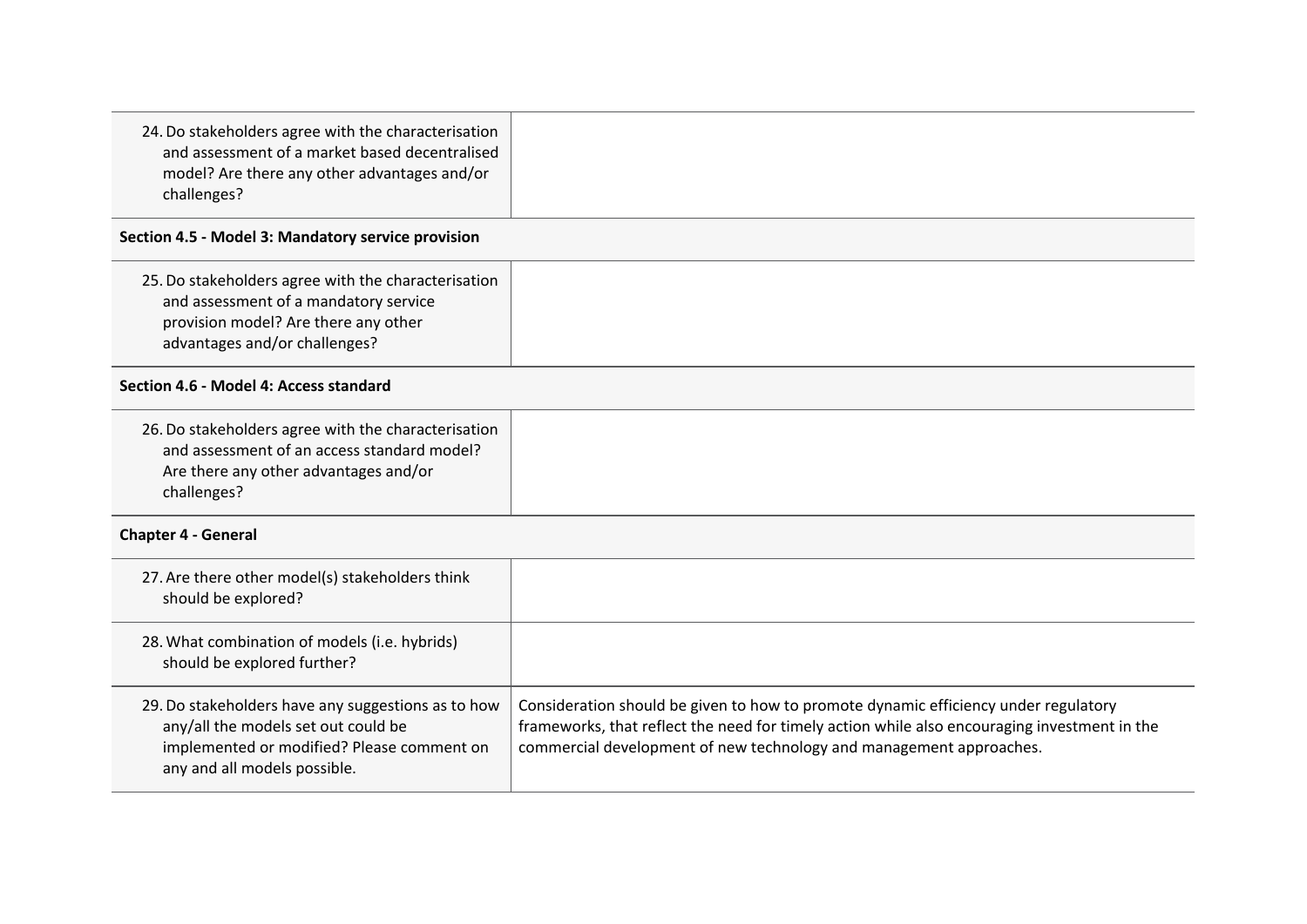| | |
|---|---|
| 24. Do stakeholders agree with the characterisation and assessment of a market based decentralised model? Are there any other advantages and/or challenges? | |
| **Section 4.5 - Model 3: Mandatory service provision** | |
| 25. Do stakeholders agree with the characterisation and assessment of a mandatory service provision model? Are there any other advantages and/or challenges? | |
| **Section 4.6 - Model 4: Access standard** | |
| 26. Do stakeholders agree with the characterisation and assessment of an access standard model? Are there any other advantages and/or challenges? | |
| **Chapter 4 - General** | |
| 27. Are there other model(s) stakeholders think should be explored? | |
| 28. What combination of models (i.e. hybrids) should be explored further? | |
| 29. Do stakeholders have any suggestions as to how any/all the models set out could be implemented or modified? Please comment on any and all models possible. | Consideration should be given to how to promote dynamic efficiency under regulatory frameworks, that reflect the need for timely action while also encouraging investment in the commercial development of new technology and management approaches. |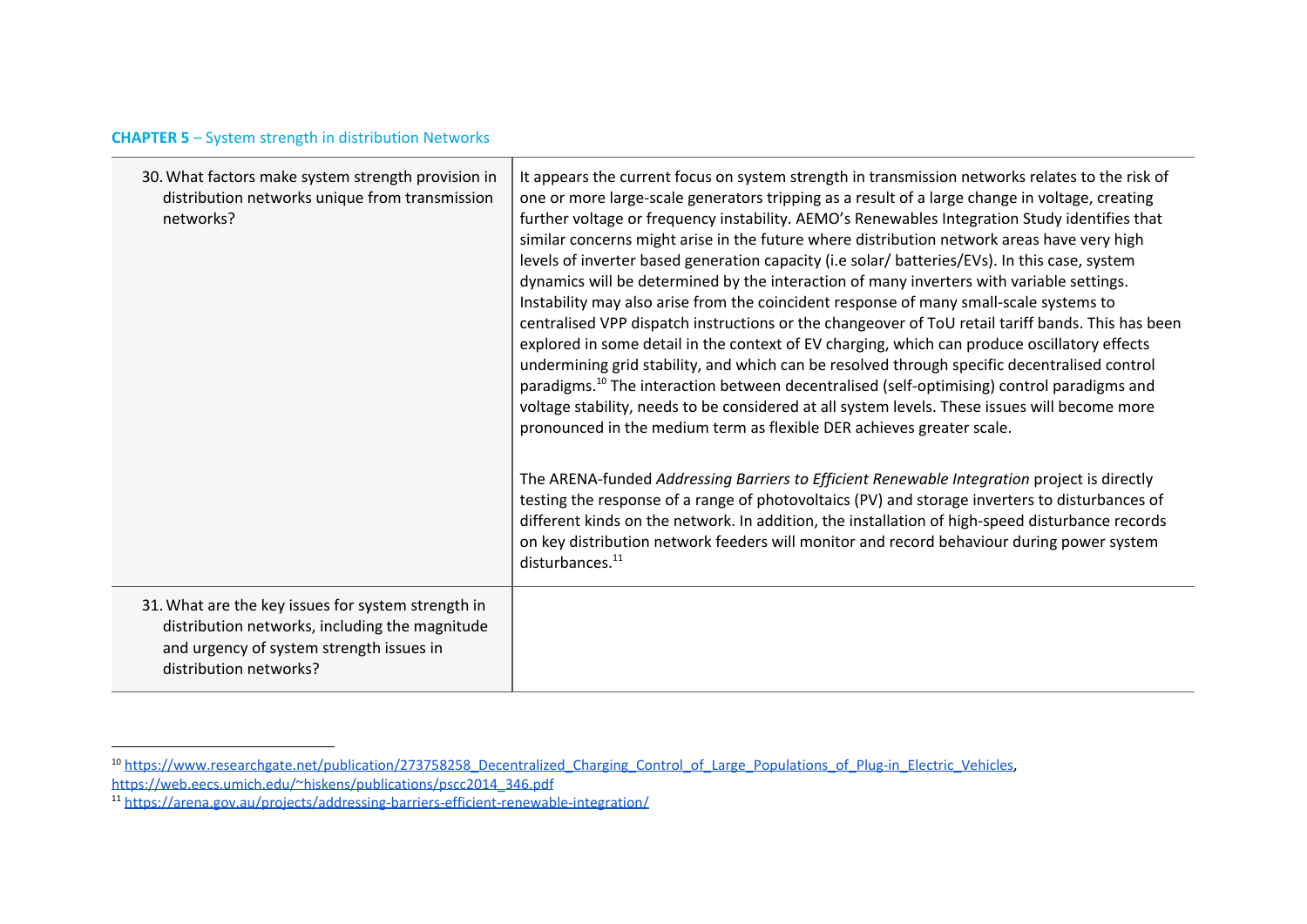**CHAPTER 5** – System strength in distribution Networks

| | |
|---|---|
| 30. What factors make system strength provision in distribution networks unique from transmission networks? | It appears the current focus on system strength in transmission networks relates to the risk of one or more large-scale generators tripping as a result of a large change in voltage, creating further voltage or frequency instability. AEMO's Renewables Integration Study identifies that similar concerns might arise in the future where distribution network areas have very high levels of inverter based generation capacity (i.e solar/ batteries/EVs). In this case, system dynamics will be determined by the interaction of many inverters with variable settings. Instability may also arise from the coincident response of many small-scale systems to centralised VPP dispatch instructions or the changeover of ToU retail tariff bands. This has been explored in some detail in the context of EV charging, which can produce oscillatory effects undermining grid stability, and which can be resolved through specific decentralised control paradigms.[10] The interaction between decentralised (self-optimising) control paradigms and voltage stability, needs to be considered at all system levels. These issues will become more pronounced in the medium term as flexible DER achieves greater scale.<br><br>The ARENA-funded *Addressing Barriers to Efficient Renewable Integration* project is directly testing the response of a range of photovoltaics (PV) and storage inverters to disturbances of different kinds on the network. In addition, the installation of high-speed disturbance records on key distribution network feeders will monitor and record behaviour during power system disturbances.[11] |
| 31. What are the key issues for system strength in distribution networks, including the magnitude and urgency of system strength issues in distribution networks? | |

[10] https://www.researchgate.net/publication/273758258_Decentralized_Charging_Control_of_Large_Populations_of_Plug-in_Electric_Vehicles, https://web.eecs.umich.edu/~hiskens/publications/pscc2014_346.pdf

[11] https://arena.gov.au/projects/addressing-barriers-efficient-renewable-integration/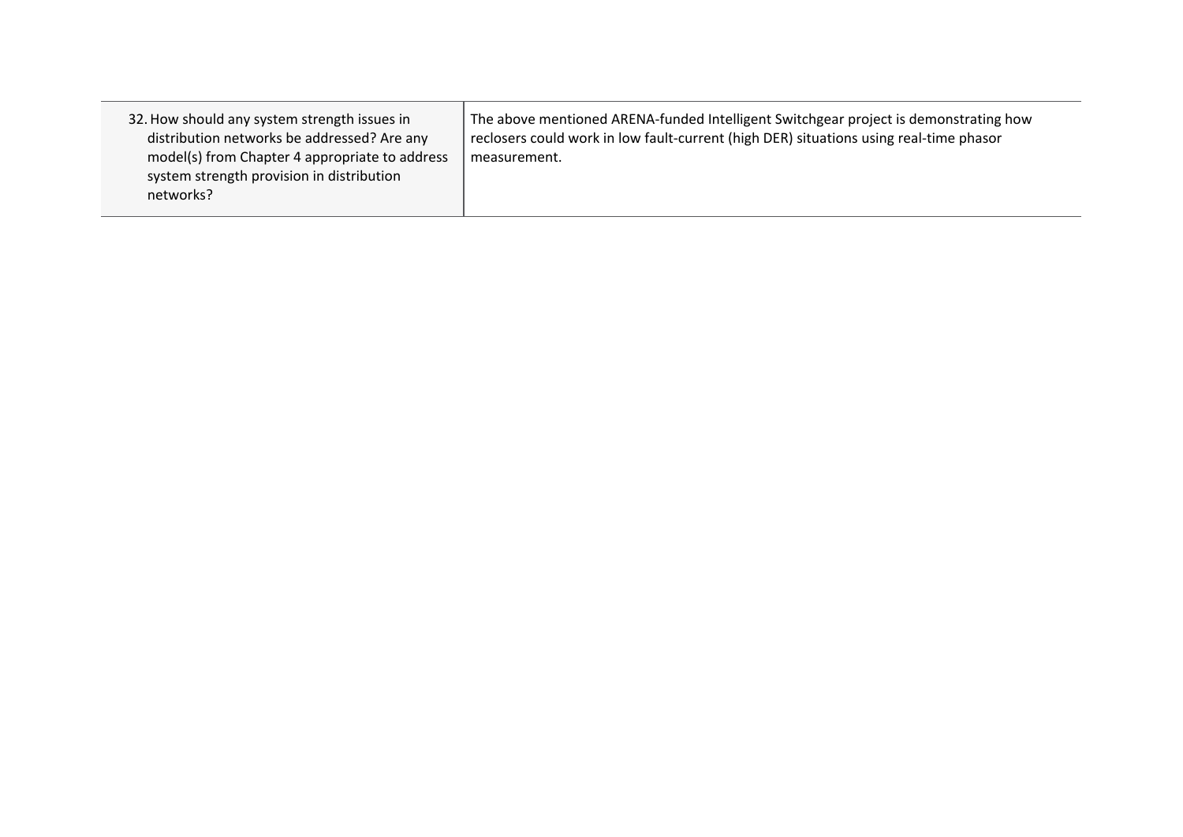| | |
|---|---|
| 32. How should any system strength issues in distribution networks be addressed? Are any model(s) from Chapter 4 appropriate to address system strength provision in distribution networks? | The above mentioned ARENA-funded Intelligent Switchgear project is demonstrating how reclosers could work in low fault-current (high DER) situations using real-time phasor measurement. |